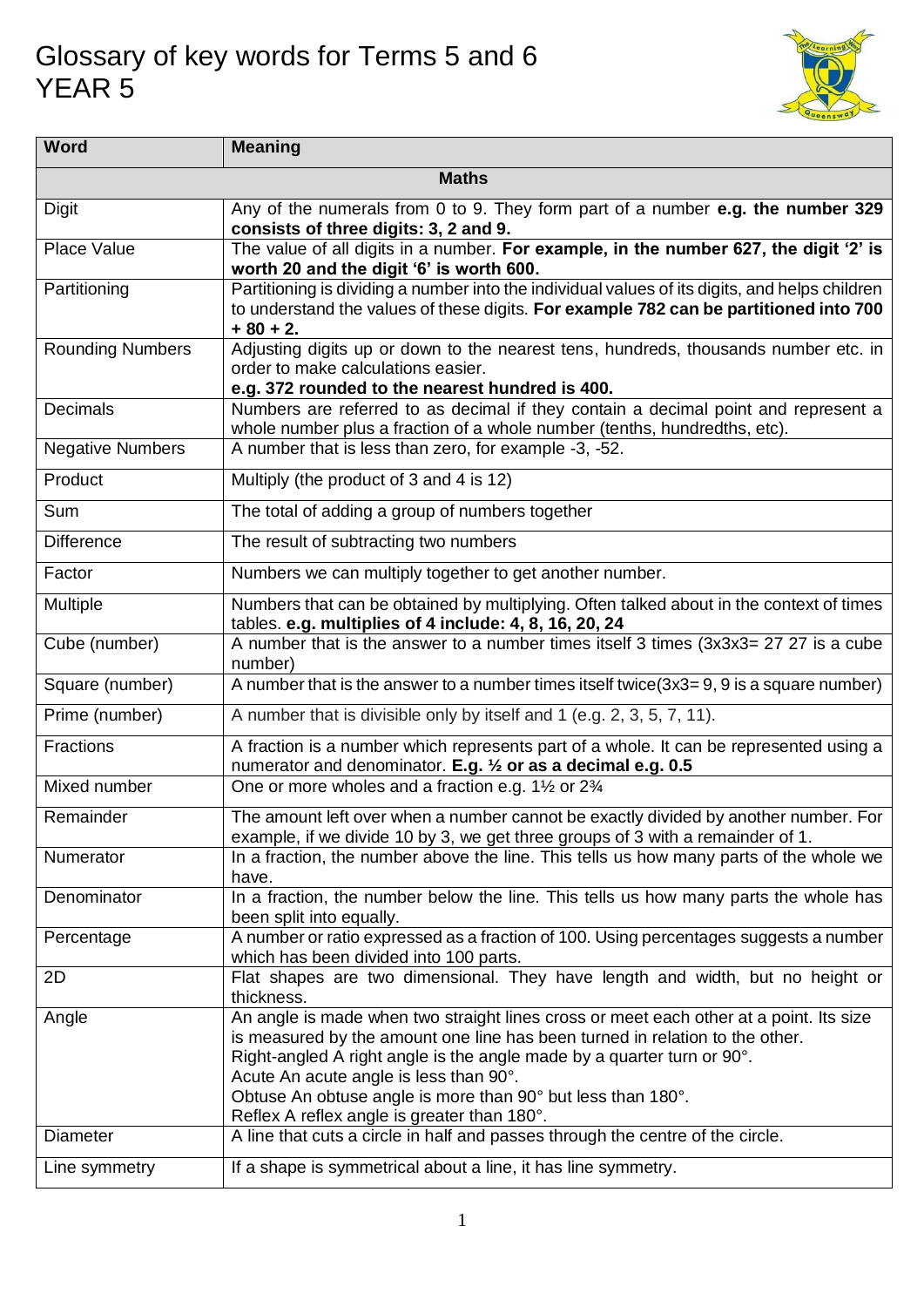# Glossary of key words for Terms 5 and 6
# YEAR 5

| Word | Meaning |
|---|---|
| **Maths** | |
| Digit | Any of the numerals from 0 to 9. They form part of a number **e.g. the number 329 consists of three digits: 3, 2 and 9.** |
| Place Value | The value of all digits in a number. **For example, in the number 627, the digit '2' is worth 20 and the digit '6' is worth 600.** |
| Partitioning | Partitioning is dividing a number into the individual values of its digits, and helps children to understand the values of these digits. **For example 782 can be partitioned into 700 + 80 + 2.** |
| Rounding Numbers | Adjusting digits up or down to the nearest tens, hundreds, thousands number etc. in order to make calculations easier. **e.g. 372 rounded to the nearest hundred is 400.** |
| Decimals | Numbers are referred to as decimal if they contain a decimal point and represent a whole number plus a fraction of a whole number (tenths, hundredths, etc). |
| Negative Numbers | A number that is less than zero, for example -3, -52. |
| Product | Multiply (the product of 3 and 4 is 12) |
| Sum | The total of adding a group of numbers together |
| Difference | The result of subtracting two numbers |
| Factor | Numbers we can multiply together to get another number. |
| Multiple | Numbers that can be obtained by multiplying. Often talked about in the context of times tables. **e.g. multiples of 4 include: 4, 8, 16, 20, 24** |
| Cube (number) | A number that is the answer to a number times itself 3 times (3x3x3= 27 27 is a cube number) |
| Square (number) | A number that is the answer to a number times itself twice(3x3= 9, 9 is a square number) |
| Prime (number) | A number that is divisible only by itself and 1 (e.g. 2, 3, 5, 7, 11). |
| Fractions | A fraction is a number which represents part of a whole. It can be represented using a numerator and denominator. **E.g. ½ or as a decimal e.g. 0.5** |
| Mixed number | One or more wholes and a fraction e.g. 1½ or 2¾ |
| Remainder | The amount left over when a number cannot be exactly divided by another number. For example, if we divide 10 by 3, we get three groups of 3 with a remainder of 1. |
| Numerator | In a fraction, the number above the line. This tells us how many parts of the whole we have. |
| Denominator | In a fraction, the number below the line. This tells us how many parts the whole has been split into equally. |
| Percentage | A number or ratio expressed as a fraction of 100. Using percentages suggests a number which has been divided into 100 parts. |
| 2D | Flat shapes are two dimensional. They have length and width, but no height or thickness. |
| Angle | An angle is made when two straight lines cross or meet each other at a point. Its size is measured by the amount one line has been turned in relation to the other.<br>Right-angled A right angle is the angle made by a quarter turn or 90°.<br>Acute An acute angle is less than 90°.<br>Obtuse An obtuse angle is more than 90° but less than 180°.<br>Reflex A reflex angle is greater than 180°. |
| Diameter | A line that cuts a circle in half and passes through the centre of the circle. |
| Line symmetry | If a shape is symmetrical about a line, it has line symmetry. |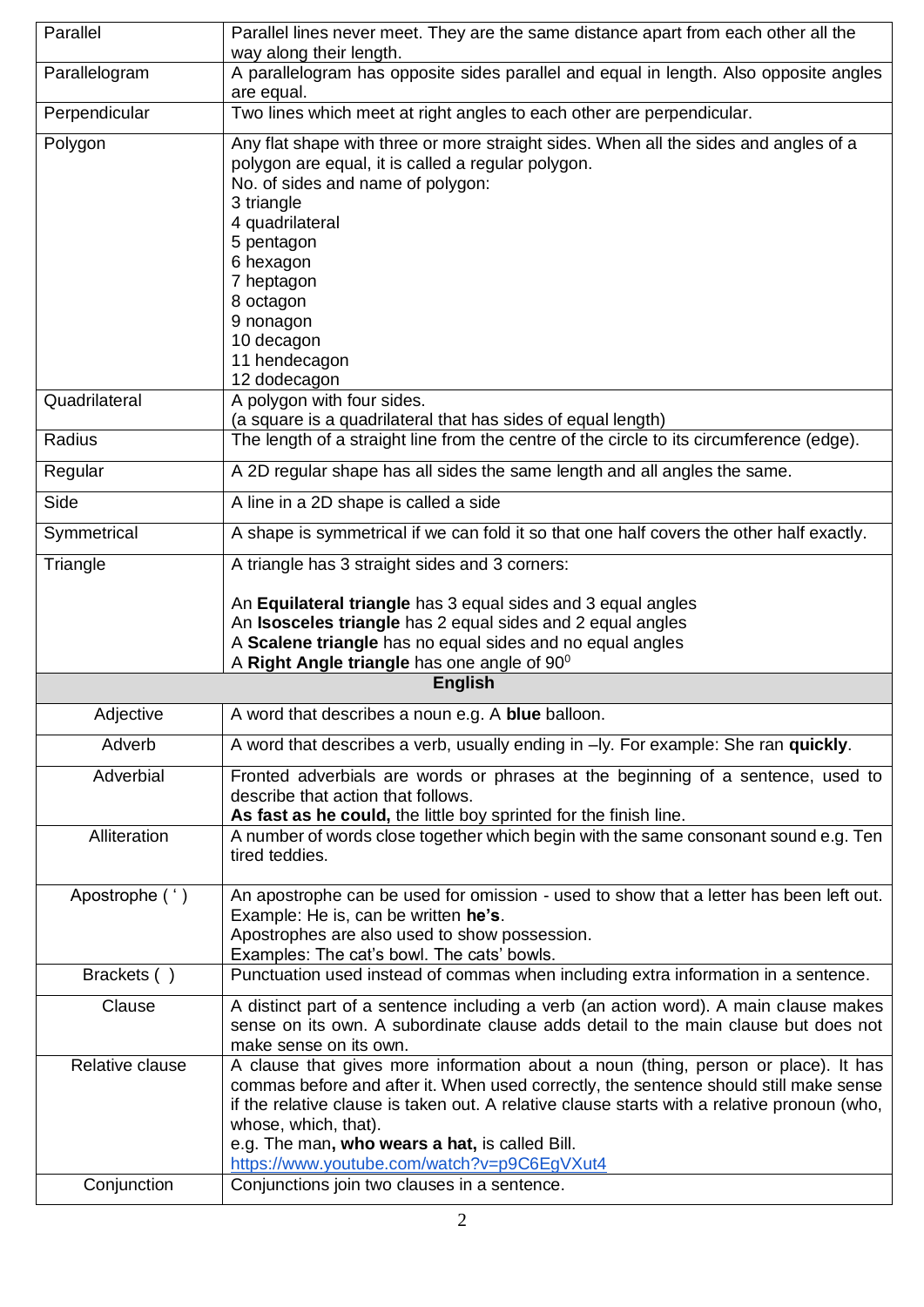| | |
|---|---|
| Parallel | Parallel lines never meet. They are the same distance apart from each other all the way along their length. |
| Parallelogram | A parallelogram has opposite sides parallel and equal in length. Also opposite angles are equal. |
| Perpendicular | Two lines which meet at right angles to each other are perpendicular. |
| Polygon | Any flat shape with three or more straight sides. When all the sides and angles of a polygon are equal, it is called a regular polygon.<br>No. of sides and name of polygon:<br>3 triangle<br>4 quadrilateral<br>5 pentagon<br>6 hexagon<br>7 heptagon<br>8 octagon<br>9 nonagon<br>10 decagon<br>11 hendecagon<br>12 dodecagon |
| Quadrilateral | A polygon with four sides.<br>(a square is a quadrilateral that has sides of equal length) |
| Radius | The length of a straight line from the centre of the circle to its circumference (edge). |
| Regular | A 2D regular shape has all sides the same length and all angles the same. |
| Side | A line in a 2D shape is called a side |
| Symmetrical | A shape is symmetrical if we can fold it so that one half covers the other half exactly. |
| Triangle | A triangle has 3 straight sides and 3 corners:<br><br>An **Equilateral triangle** has 3 equal sides and 3 equal angles<br>An **Isosceles triangle** has 2 equal sides and 2 equal angles<br>A **Scalene triangle** has no equal sides and no equal angles<br>A **Right Angle triangle** has one angle of $90^0$ |
| **English** | |
| Adjective | A word that describes a noun e.g. A **blue** balloon. |
| Adverb | A word that describes a verb, usually ending in –ly. For example: She ran **quickly**. |
| Adverbial | Fronted adverbials are words or phrases at the beginning of a sentence, used to describe that action that follows.<br>**As fast as he could,** the little boy sprinted for the finish line. |
| Alliteration | A number of words close together which begin with the same consonant sound e.g. Ten tired teddies. |
| Apostrophe ( ' ) | An apostrophe can be used for omission - used to show that a letter has been left out. Example: He is, can be written **he's**.<br>Apostrophes are also used to show possession.<br>Examples: The cat's bowl. The cats' bowls. |
| Brackets ( ) | Punctuation used instead of commas when including extra information in a sentence. |
| Clause | A distinct part of a sentence including a verb (an action word). A main clause makes sense on its own. A subordinate clause adds detail to the main clause but does not make sense on its own. |
| Relative clause | A clause that gives more information about a noun (thing, person or place). It has commas before and after it. When used correctly, the sentence should still make sense if the relative clause is taken out. A relative clause starts with a relative pronoun (who, whose, which, that).<br>e.g. The man**, who wears a hat,** is called Bill.<br>https://www.youtube.com/watch?v=p9C6EgVXut4 |
| Conjunction | Conjunctions join two clauses in a sentence. |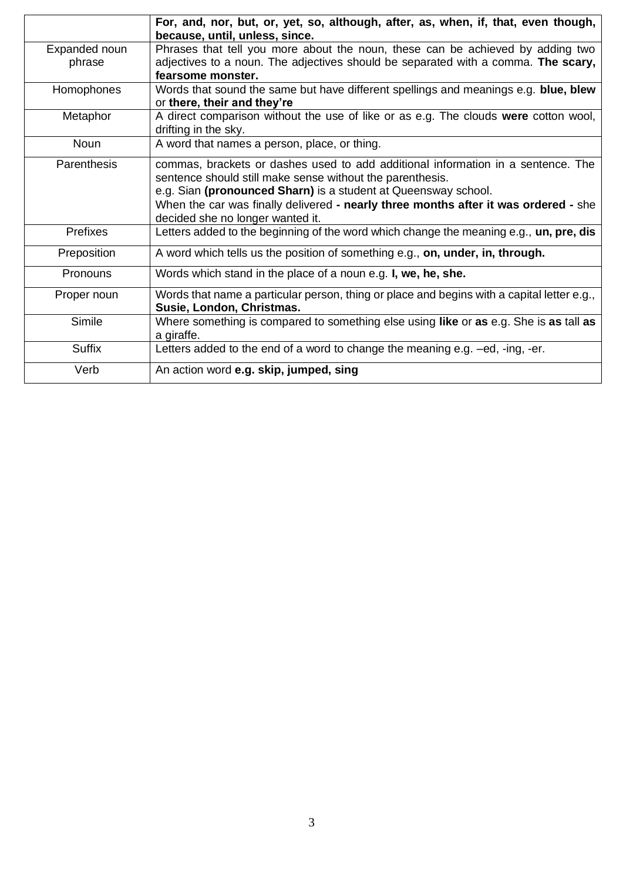| | |
|---|---|
| | **For, and, nor, but, or, yet, so, although, after, as, when, if, that, even though, because, until, unless, since.** |
| Expanded noun phrase | Phrases that tell you more about the noun, these can be achieved by adding two adjectives to a noun. The adjectives should be separated with a comma. **The scary, fearsome monster.** |
| Homophones | Words that sound the same but have different spellings and meanings e.g. **blue, blew** or **there, their and they're** |
| Metaphor | A direct comparison without the use of like or as e.g. The clouds **were** cotton wool, drifting in the sky. |
| Noun | A word that names a person, place, or thing. |
| Parenthesis | commas, brackets or dashes used to add additional information in a sentence. The sentence should still make sense without the parenthesis.<br>e.g. Sian **(pronounced Sharn)** is a student at Queensway school.<br>When the car was finally delivered **- nearly three months after it was ordered -** she decided she no longer wanted it. |
| Prefixes | Letters added to the beginning of the word which change the meaning e.g., **un, pre, dis** |
| Preposition | A word which tells us the position of something e.g., **on, under, in, through.** |
| Pronouns | Words which stand in the place of a noun e.g. **I, we, he, she.** |
| Proper noun | Words that name a particular person, thing or place and begins with a capital letter e.g., **Susie, London, Christmas.** |
| Simile | Where something is compared to something else using **like** or **as** e.g. She is **as** tall **as** a giraffe. |
| Suffix | Letters added to the end of a word to change the meaning e.g. –ed, -ing, -er. |
| Verb | An action word **e.g. skip, jumped, sing** |